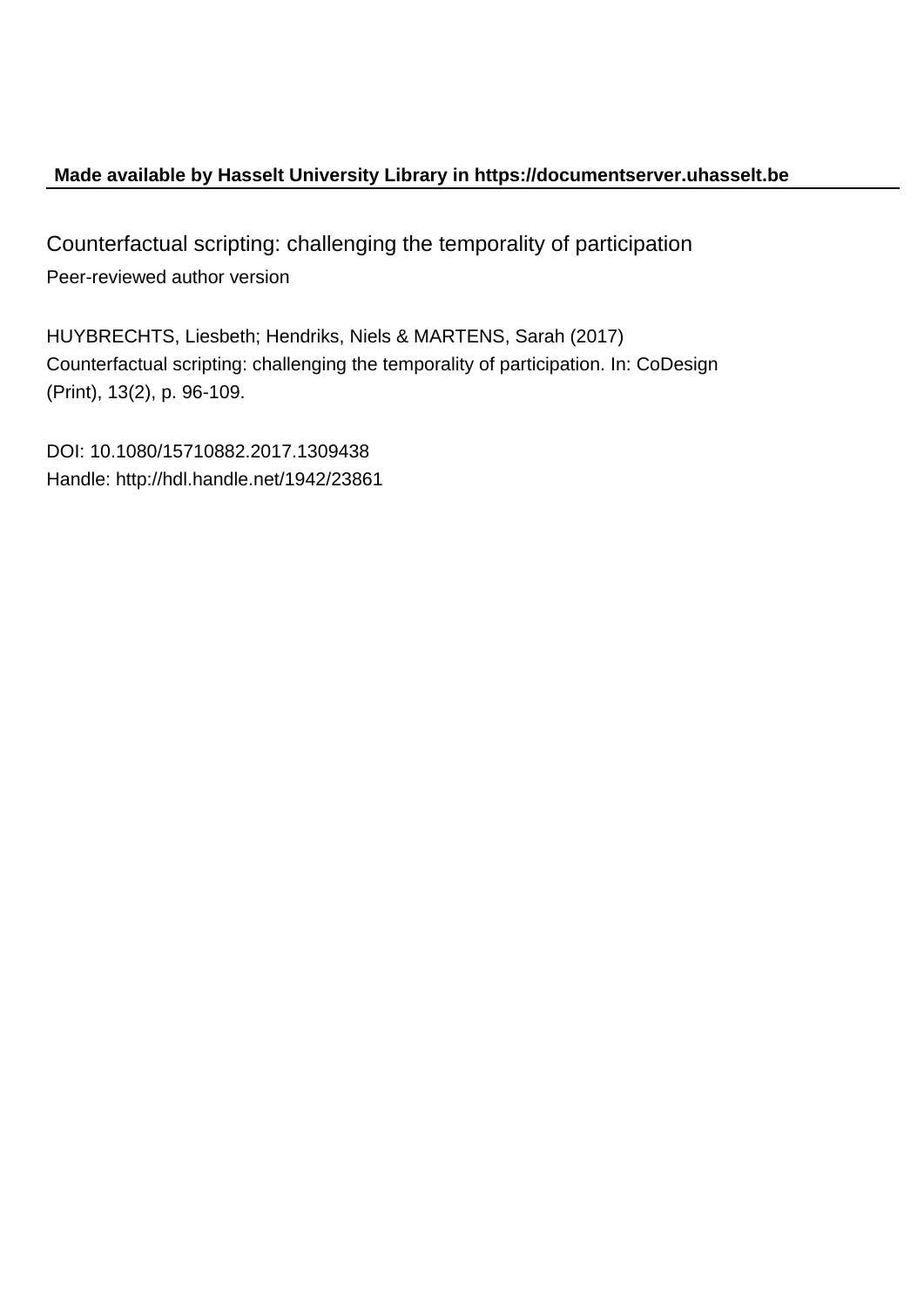**Made available by Hasselt University Library in https://documentserver.uhasselt.be**

# Counterfactual scripting: challenging the temporality of participation

Peer-reviewed author version

HUYBRECHTS, Liesbeth; Hendriks, Niels & MARTENS, Sarah (2017)
Counterfactual scripting: challenging the temporality of participation. In: CoDesign (Print), 13(2), p. 96-109.

DOI: 10.1080/15710882.2017.1309438
Handle: http://hdl.handle.net/1942/23861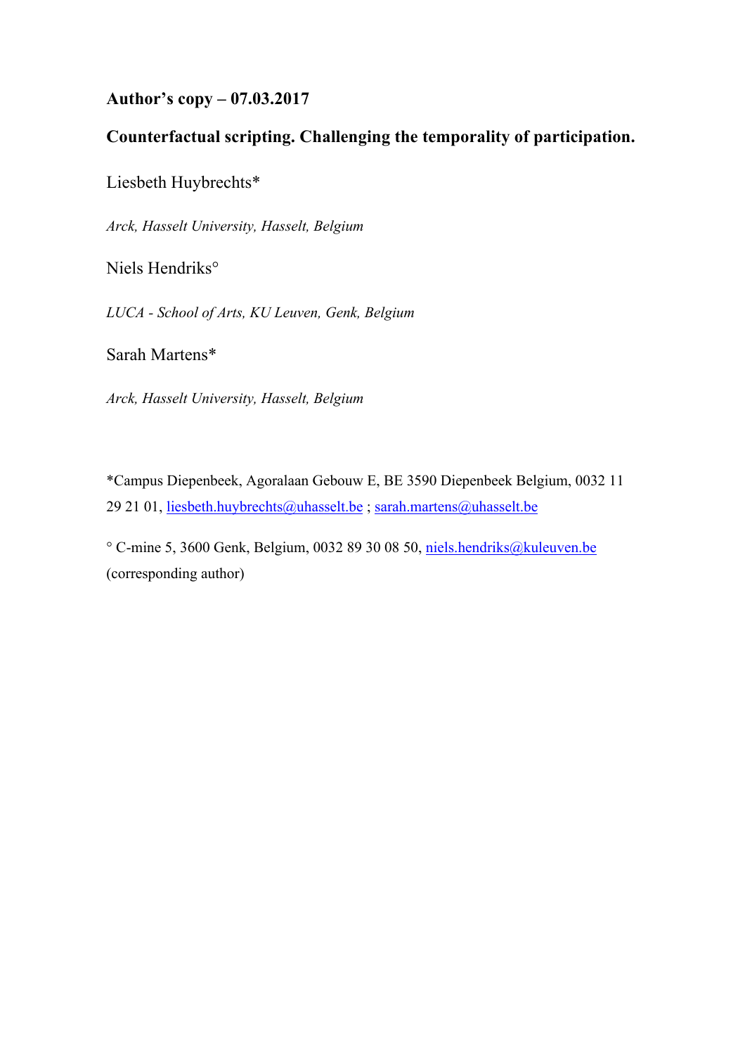**Author's copy – 07.03.2017**

**Counterfactual scripting. Challenging the temporality of participation.**

Liesbeth Huybrechts*

*Arck, Hasselt University, Hasselt, Belgium*

Niels Hendriks°

*LUCA - School of Arts, KU Leuven, Genk, Belgium*

Sarah Martens*

*Arck, Hasselt University, Hasselt, Belgium*

*Campus Diepenbeek, Agoralaan Gebouw E, BE 3590 Diepenbeek Belgium, 0032 11 29 21 01, liesbeth.huybrechts@uhasselt.be ; sarah.martens@uhasselt.be

° C-mine 5, 3600 Genk, Belgium, 0032 89 30 08 50, niels.hendriks@kuleuven.be (corresponding author)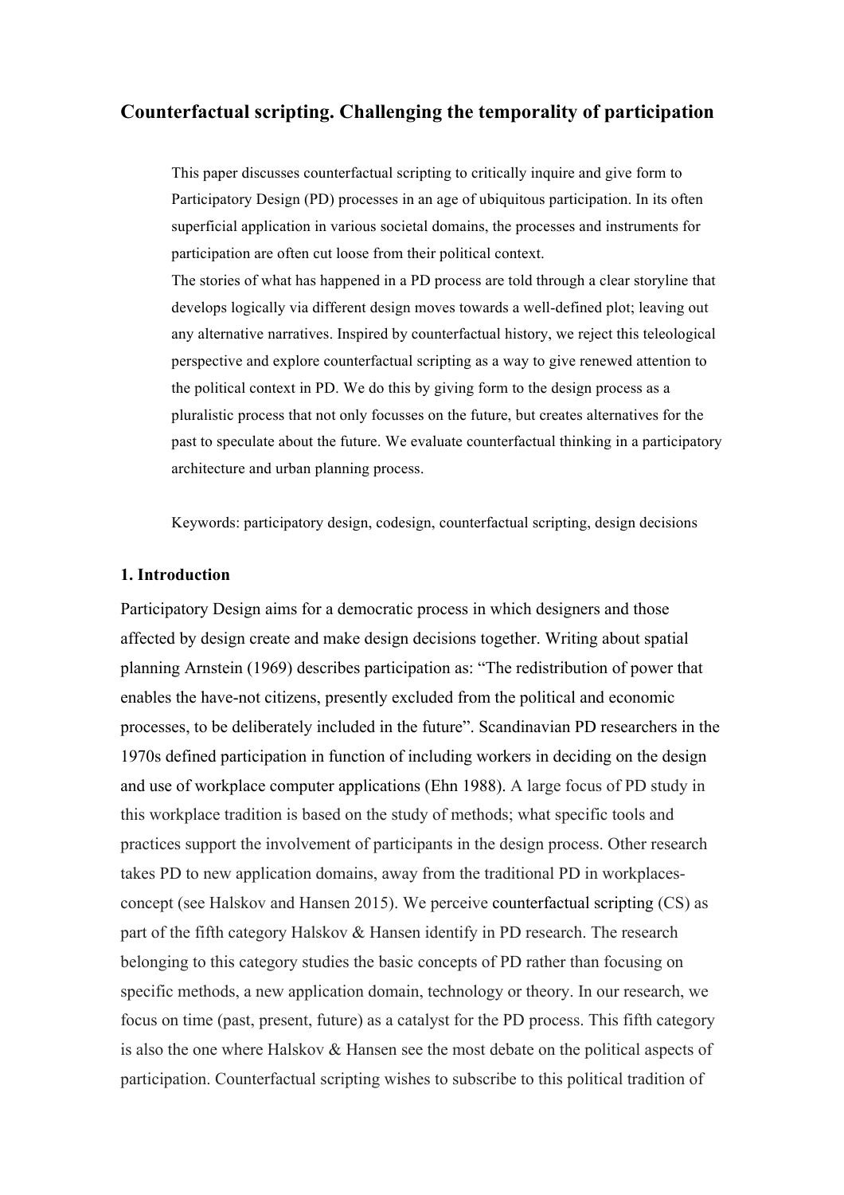# Counterfactual scripting. Challenging the temporality of participation

> This paper discusses counterfactual scripting to critically inquire and give form to Participatory Design (PD) processes in an age of ubiquitous participation. In its often superficial application in various societal domains, the processes and instruments for participation are often cut loose from their political context.
> The stories of what has happened in a PD process are told through a clear storyline that develops logically via different design moves towards a well-defined plot; leaving out any alternative narratives. Inspired by counterfactual history, we reject this teleological perspective and explore counterfactual scripting as a way to give renewed attention to the political context in PD. We do this by giving form to the design process as a pluralistic process that not only focusses on the future, but creates alternatives for the past to speculate about the future. We evaluate counterfactual thinking in a participatory architecture and urban planning process.
>
> Keywords: participatory design, codesign, counterfactual scripting, design decisions

## 1. Introduction

Participatory Design aims for a democratic process in which designers and those affected by design create and make design decisions together. Writing about spatial planning Arnstein (1969) describes participation as: "The redistribution of power that enables the have-not citizens, presently excluded from the political and economic processes, to be deliberately included in the future". Scandinavian PD researchers in the 1970s defined participation in function of including workers in deciding on the design and use of workplace computer applications (Ehn 1988). A large focus of PD study in this workplace tradition is based on the study of methods; what specific tools and practices support the involvement of participants in the design process. Other research takes PD to new application domains, away from the traditional PD in workplaces-concept (see Halskov and Hansen 2015). We perceive counterfactual scripting (CS) as part of the fifth category Halskov & Hansen identify in PD research. The research belonging to this category studies the basic concepts of PD rather than focusing on specific methods, a new application domain, technology or theory. In our research, we focus on time (past, present, future) as a catalyst for the PD process. This fifth category is also the one where Halskov & Hansen see the most debate on the political aspects of participation. Counterfactual scripting wishes to subscribe to this political tradition of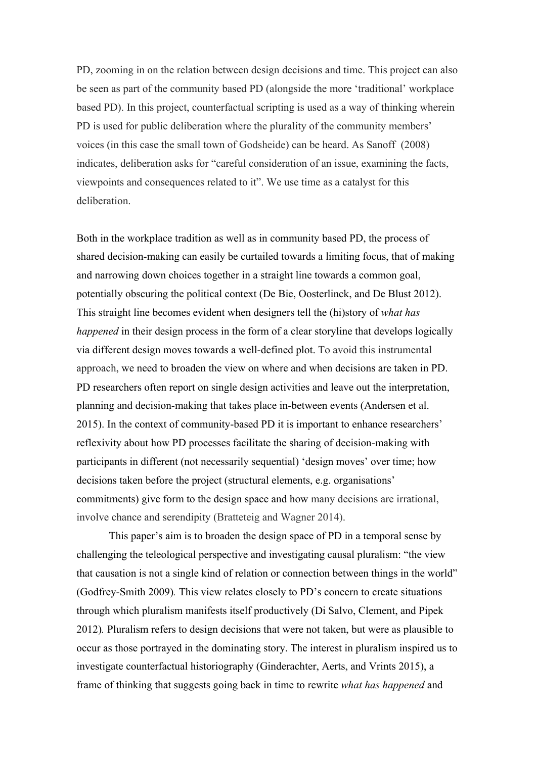PD, zooming in on the relation between design decisions and time. This project can also be seen as part of the community based PD (alongside the more 'traditional' workplace based PD). In this project, counterfactual scripting is used as a way of thinking wherein PD is used for public deliberation where the plurality of the community members' voices (in this case the small town of Godsheide) can be heard. As Sanoff (2008) indicates, deliberation asks for "careful consideration of an issue, examining the facts, viewpoints and consequences related to it". We use time as a catalyst for this deliberation.

Both in the workplace tradition as well as in community based PD, the process of shared decision-making can easily be curtailed towards a limiting focus, that of making and narrowing down choices together in a straight line towards a common goal, potentially obscuring the political context (De Bie, Oosterlinck, and De Blust 2012). This straight line becomes evident when designers tell the (hi)story of *what has happened* in their design process in the form of a clear storyline that develops logically via different design moves towards a well-defined plot. To avoid this instrumental approach, we need to broaden the view on where and when decisions are taken in PD. PD researchers often report on single design activities and leave out the interpretation, planning and decision-making that takes place in-between events (Andersen et al. 2015). In the context of community-based PD it is important to enhance researchers' reflexivity about how PD processes facilitate the sharing of decision-making with participants in different (not necessarily sequential) 'design moves' over time; how decisions taken before the project (structural elements, e.g. organisations' commitments) give form to the design space and how many decisions are irrational, involve chance and serendipity (Bratteteig and Wagner 2014).

This paper's aim is to broaden the design space of PD in a temporal sense by challenging the teleological perspective and investigating causal pluralism: "the view that causation is not a single kind of relation or connection between things in the world" (Godfrey-Smith 2009). This view relates closely to PD's concern to create situations through which pluralism manifests itself productively (Di Salvo, Clement, and Pipek 2012). Pluralism refers to design decisions that were not taken, but were as plausible to occur as those portrayed in the dominating story. The interest in pluralism inspired us to investigate counterfactual historiography (Ginderachter, Aerts, and Vrints 2015), a frame of thinking that suggests going back in time to rewrite *what has happened* and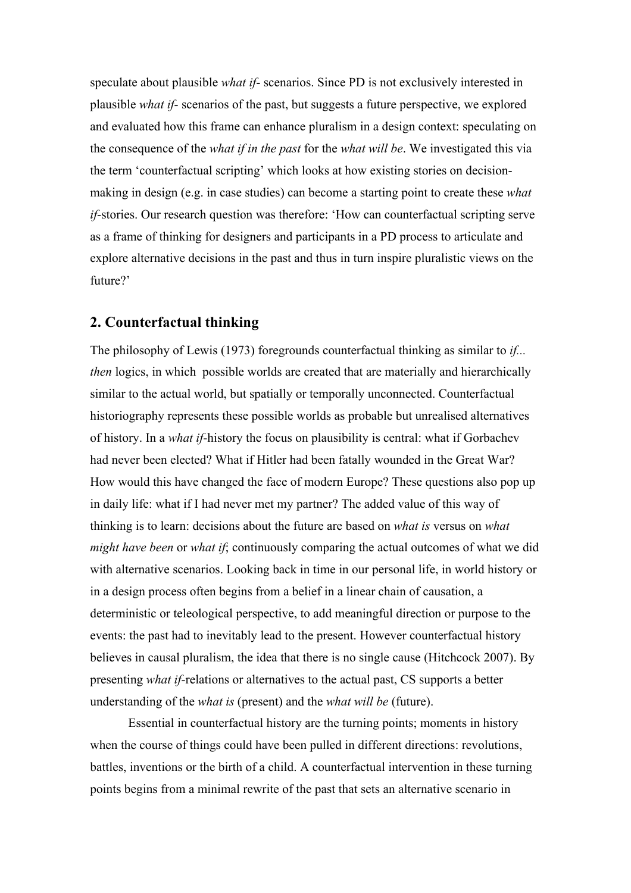speculate about plausible *what if*- scenarios. Since PD is not exclusively interested in plausible *what if*- scenarios of the past, but suggests a future perspective, we explored and evaluated how this frame can enhance pluralism in a design context: speculating on the consequence of the *what if in the past* for the *what will be*. We investigated this via the term 'counterfactual scripting' which looks at how existing stories on decision-making in design (e.g. in case studies) can become a starting point to create these *what if*-stories. Our research question was therefore: 'How can counterfactual scripting serve as a frame of thinking for designers and participants in a PD process to articulate and explore alternative decisions in the past and thus in turn inspire pluralistic views on the future?'

## 2. Counterfactual thinking

The philosophy of Lewis (1973) foregrounds counterfactual thinking as similar to *if... then* logics, in which possible worlds are created that are materially and hierarchically similar to the actual world, but spatially or temporally unconnected. Counterfactual historiography represents these possible worlds as probable but unrealised alternatives of history. In a *what if*-history the focus on plausibility is central: what if Gorbachev had never been elected? What if Hitler had been fatally wounded in the Great War? How would this have changed the face of modern Europe? These questions also pop up in daily life: what if I had never met my partner? The added value of this way of thinking is to learn: decisions about the future are based on *what is* versus on *what might have been* or *what if*; continuously comparing the actual outcomes of what we did with alternative scenarios. Looking back in time in our personal life, in world history or in a design process often begins from a belief in a linear chain of causation, a deterministic or teleological perspective, to add meaningful direction or purpose to the events: the past had to inevitably lead to the present. However counterfactual history believes in causal pluralism, the idea that there is no single cause (Hitchcock 2007). By presenting *what if*-relations or alternatives to the actual past, CS supports a better understanding of the *what is* (present) and the *what will be* (future).

Essential in counterfactual history are the turning points; moments in history when the course of things could have been pulled in different directions: revolutions, battles, inventions or the birth of a child. A counterfactual intervention in these turning points begins from a minimal rewrite of the past that sets an alternative scenario in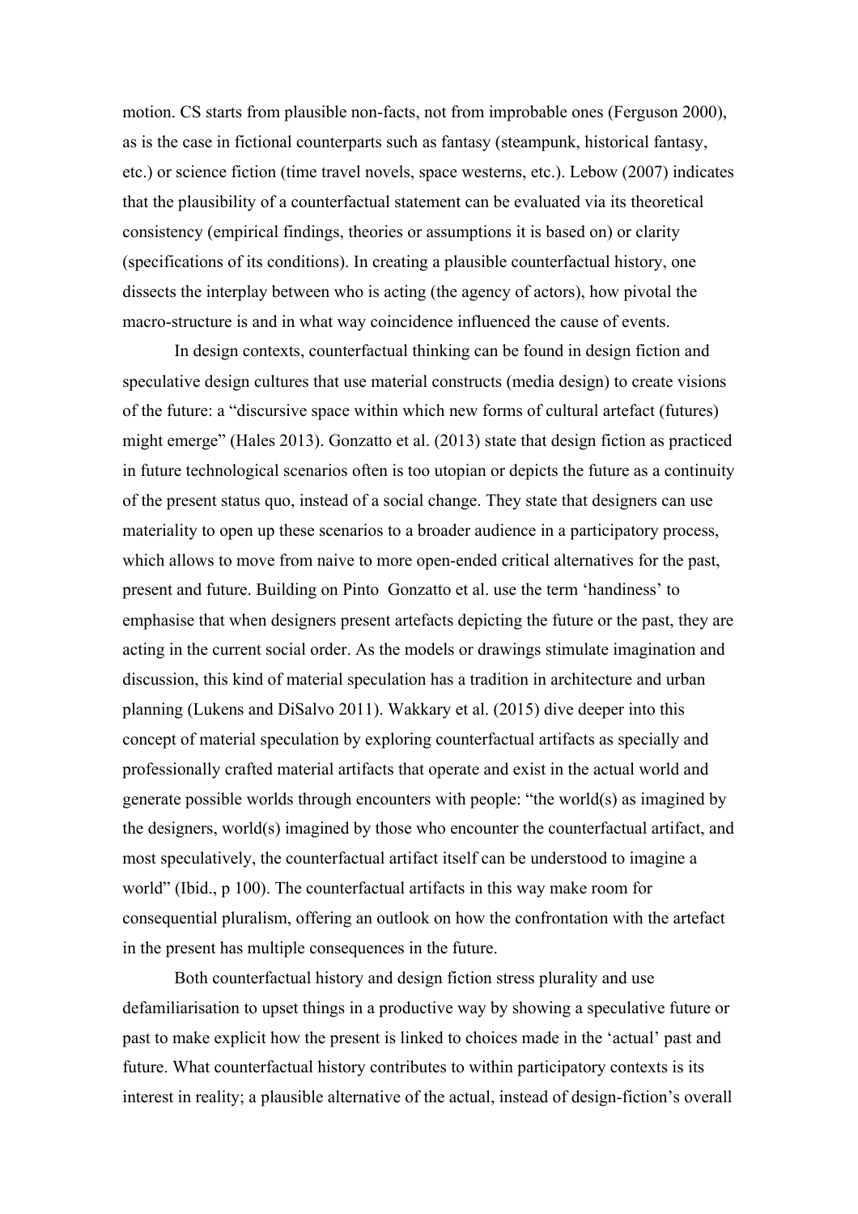motion. CS starts from plausible non-facts, not from improbable ones (Ferguson 2000), as is the case in fictional counterparts such as fantasy (steampunk, historical fantasy, etc.) or science fiction (time travel novels, space westerns, etc.). Lebow (2007) indicates that the plausibility of a counterfactual statement can be evaluated via its theoretical consistency (empirical findings, theories or assumptions it is based on) or clarity (specifications of its conditions). In creating a plausible counterfactual history, one dissects the interplay between who is acting (the agency of actors), how pivotal the macro-structure is and in what way coincidence influenced the cause of events.

In design contexts, counterfactual thinking can be found in design fiction and speculative design cultures that use material constructs (media design) to create visions of the future: a "discursive space within which new forms of cultural artefact (futures) might emerge" (Hales 2013). Gonzatto et al. (2013) state that design fiction as practiced in future technological scenarios often is too utopian or depicts the future as a continuity of the present status quo, instead of a social change. They state that designers can use materiality to open up these scenarios to a broader audience in a participatory process, which allows to move from naive to more open-ended critical alternatives for the past, present and future. Building on Pinto Gonzatto et al. use the term 'handiness' to emphasise that when designers present artefacts depicting the future or the past, they are acting in the current social order. As the models or drawings stimulate imagination and discussion, this kind of material speculation has a tradition in architecture and urban planning (Lukens and DiSalvo 2011). Wakkary et al. (2015) dive deeper into this concept of material speculation by exploring counterfactual artifacts as specially and professionally crafted material artifacts that operate and exist in the actual world and generate possible worlds through encounters with people: "the world(s) as imagined by the designers, world(s) imagined by those who encounter the counterfactual artifact, and most speculatively, the counterfactual artifact itself can be understood to imagine a world" (Ibid., p 100). The counterfactual artifacts in this way make room for consequential pluralism, offering an outlook on how the confrontation with the artefact in the present has multiple consequences in the future.

Both counterfactual history and design fiction stress plurality and use defamiliarisation to upset things in a productive way by showing a speculative future or past to make explicit how the present is linked to choices made in the 'actual' past and future. What counterfactual history contributes to within participatory contexts is its interest in reality; a plausible alternative of the actual, instead of design-fiction's overall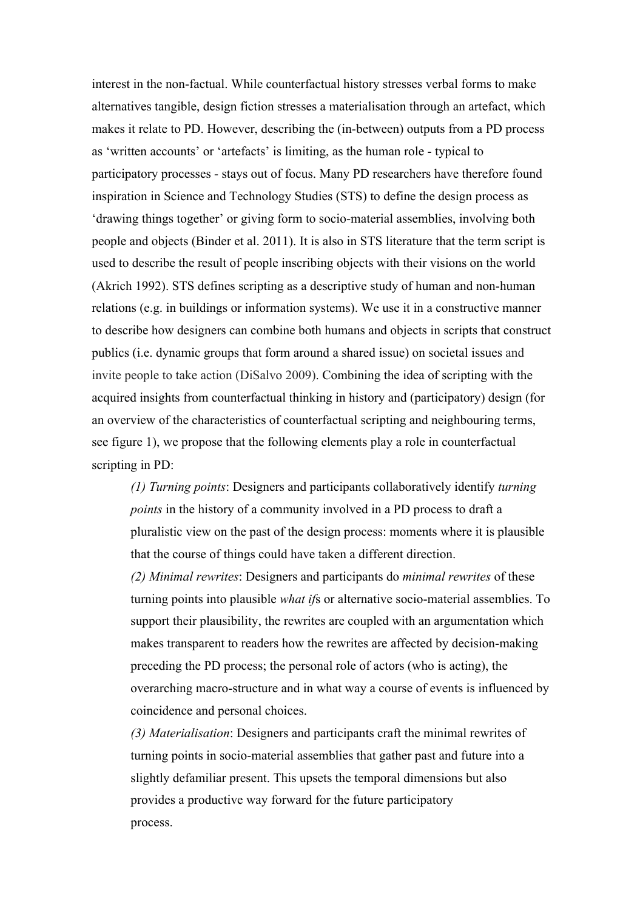interest in the non-factual. While counterfactual history stresses verbal forms to make alternatives tangible, design fiction stresses a materialisation through an artefact, which makes it relate to PD. However, describing the (in-between) outputs from a PD process as 'written accounts' or 'artefacts' is limiting, as the human role - typical to participatory processes - stays out of focus. Many PD researchers have therefore found inspiration in Science and Technology Studies (STS) to define the design process as 'drawing things together' or giving form to socio-material assemblies, involving both people and objects (Binder et al. 2011). It is also in STS literature that the term script is used to describe the result of people inscribing objects with their visions on the world (Akrich 1992). STS defines scripting as a descriptive study of human and non-human relations (e.g. in buildings or information systems). We use it in a constructive manner to describe how designers can combine both humans and objects in scripts that construct publics (i.e. dynamic groups that form around a shared issue) on societal issues and invite people to take action (DiSalvo 2009). Combining the idea of scripting with the acquired insights from counterfactual thinking in history and (participatory) design (for an overview of the characteristics of counterfactual scripting and neighbouring terms, see figure 1), we propose that the following elements play a role in counterfactual scripting in PD:

> *(1) Turning points*: Designers and participants collaboratively identify *turning points* in the history of a community involved in a PD process to draft a pluralistic view on the past of the design process: moments where it is plausible that the course of things could have taken a different direction.
>
> *(2) Minimal rewrites*: Designers and participants do *minimal rewrites* of these turning points into plausible *what if*s or alternative socio-material assemblies. To support their plausibility, the rewrites are coupled with an argumentation which makes transparent to readers how the rewrites are affected by decision-making preceding the PD process; the personal role of actors (who is acting), the overarching macro-structure and in what way a course of events is influenced by coincidence and personal choices.
>
> *(3) Materialisation*: Designers and participants craft the minimal rewrites of turning points in socio-material assemblies that gather past and future into a slightly defamiliar present. This upsets the temporal dimensions but also provides a productive way forward for the future participatory process.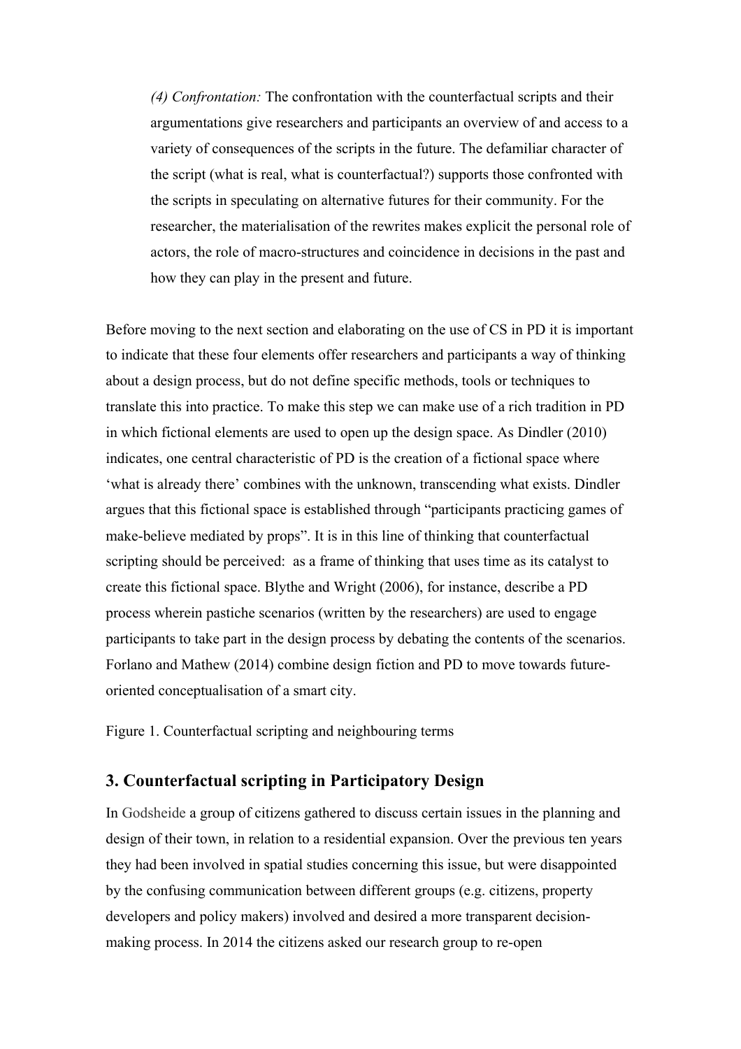(4) *Confrontation:* The confrontation with the counterfactual scripts and their argumentations give researchers and participants an overview of and access to a variety of consequences of the scripts in the future. The defamiliar character of the script (what is real, what is counterfactual?) supports those confronted with the scripts in speculating on alternative futures for their community. For the researcher, the materialisation of the rewrites makes explicit the personal role of actors, the role of macro-structures and coincidence in decisions in the past and how they can play in the present and future.

Before moving to the next section and elaborating on the use of CS in PD it is important to indicate that these four elements offer researchers and participants a way of thinking about a design process, but do not define specific methods, tools or techniques to translate this into practice. To make this step we can make use of a rich tradition in PD in which fictional elements are used to open up the design space. As Dindler (2010) indicates, one central characteristic of PD is the creation of a fictional space where 'what is already there' combines with the unknown, transcending what exists. Dindler argues that this fictional space is established through "participants practicing games of make-believe mediated by props". It is in this line of thinking that counterfactual scripting should be perceived: as a frame of thinking that uses time as its catalyst to create this fictional space. Blythe and Wright (2006), for instance, describe a PD process wherein pastiche scenarios (written by the researchers) are used to engage participants to take part in the design process by debating the contents of the scenarios. Forlano and Mathew (2014) combine design fiction and PD to move towards future-oriented conceptualisation of a smart city.

Figure 1. Counterfactual scripting and neighbouring terms

## 3. Counterfactual scripting in Participatory Design

In Godsheide a group of citizens gathered to discuss certain issues in the planning and design of their town, in relation to a residential expansion. Over the previous ten years they had been involved in spatial studies concerning this issue, but were disappointed by the confusing communication between different groups (e.g. citizens, property developers and policy makers) involved and desired a more transparent decision-making process. In 2014 the citizens asked our research group to re-open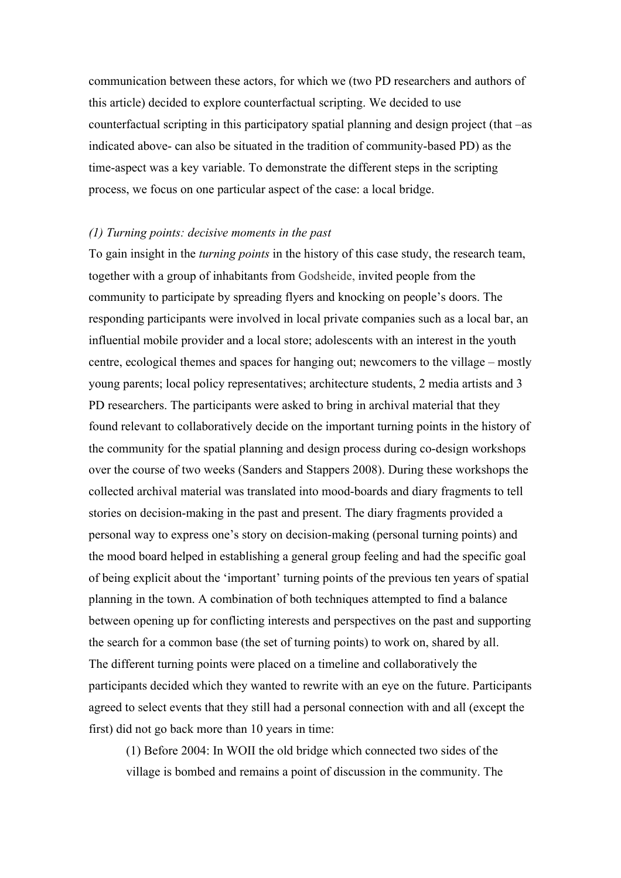communication between these actors, for which we (two PD researchers and authors of this article) decided to explore counterfactual scripting. We decided to use counterfactual scripting in this participatory spatial planning and design project (that –as indicated above- can also be situated in the tradition of community-based PD) as the time-aspect was a key variable. To demonstrate the different steps in the scripting process, we focus on one particular aspect of the case: a local bridge.

*(1) Turning points: decisive moments in the past*

To gain insight in the *turning points* in the history of this case study, the research team, together with a group of inhabitants from Godsheide, invited people from the community to participate by spreading flyers and knocking on people's doors. The responding participants were involved in local private companies such as a local bar, an influential mobile provider and a local store; adolescents with an interest in the youth centre, ecological themes and spaces for hanging out; newcomers to the village – mostly young parents; local policy representatives; architecture students, 2 media artists and 3 PD researchers. The participants were asked to bring in archival material that they found relevant to collaboratively decide on the important turning points in the history of the community for the spatial planning and design process during co-design workshops over the course of two weeks (Sanders and Stappers 2008). During these workshops the collected archival material was translated into mood-boards and diary fragments to tell stories on decision-making in the past and present. The diary fragments provided a personal way to express one's story on decision-making (personal turning points) and the mood board helped in establishing a general group feeling and had the specific goal of being explicit about the 'important' turning points of the previous ten years of spatial planning in the town. A combination of both techniques attempted to find a balance between opening up for conflicting interests and perspectives on the past and supporting the search for a common base (the set of turning points) to work on, shared by all.
The different turning points were placed on a timeline and collaboratively the participants decided which they wanted to rewrite with an eye on the future. Participants agreed to select events that they still had a personal connection with and all (except the first) did not go back more than 10 years in time:

(1) Before 2004: In WOII the old bridge which connected two sides of the village is bombed and remains a point of discussion in the community. The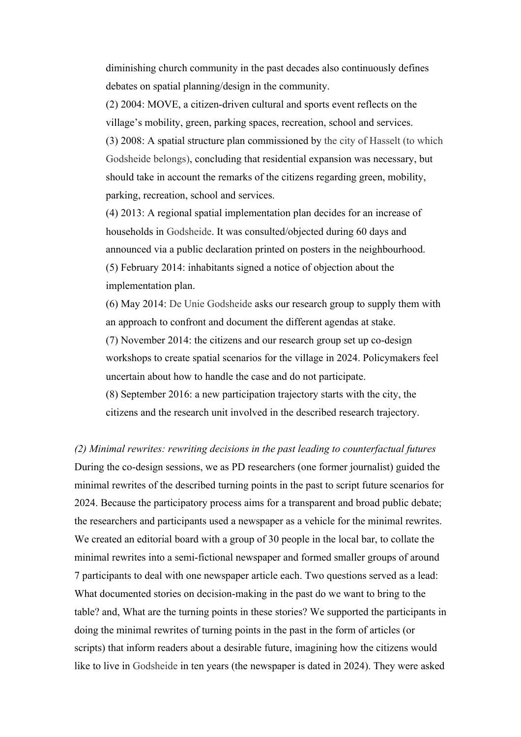diminishing church community in the past decades also continuously defines debates on spatial planning/design in the community.

(2) 2004: MOVE, a citizen-driven cultural and sports event reflects on the village's mobility, green, parking spaces, recreation, school and services.

(3) 2008: A spatial structure plan commissioned by the city of Hasselt (to which Godsheide belongs), concluding that residential expansion was necessary, but should take in account the remarks of the citizens regarding green, mobility, parking, recreation, school and services.

(4) 2013: A regional spatial implementation plan decides for an increase of households in Godsheide. It was consulted/objected during 60 days and announced via a public declaration printed on posters in the neighbourhood.

(5) February 2014: inhabitants signed a notice of objection about the implementation plan.

(6) May 2014: De Unie Godsheide asks our research group to supply them with an approach to confront and document the different agendas at stake.

(7) November 2014: the citizens and our research group set up co-design workshops to create spatial scenarios for the village in 2024. Policymakers feel uncertain about how to handle the case and do not participate.

(8) September 2016: a new participation trajectory starts with the city, the citizens and the research unit involved in the described research trajectory.

*(2) Minimal rewrites: rewriting decisions in the past leading to counterfactual futures*

During the co-design sessions, we as PD researchers (one former journalist) guided the minimal rewrites of the described turning points in the past to script future scenarios for 2024. Because the participatory process aims for a transparent and broad public debate; the researchers and participants used a newspaper as a vehicle for the minimal rewrites. We created an editorial board with a group of 30 people in the local bar, to collate the minimal rewrites into a semi-fictional newspaper and formed smaller groups of around 7 participants to deal with one newspaper article each. Two questions served as a lead: What documented stories on decision-making in the past do we want to bring to the table? and, What are the turning points in these stories? We supported the participants in doing the minimal rewrites of turning points in the past in the form of articles (or scripts) that inform readers about a desirable future, imagining how the citizens would like to live in Godsheide in ten years (the newspaper is dated in 2024). They were asked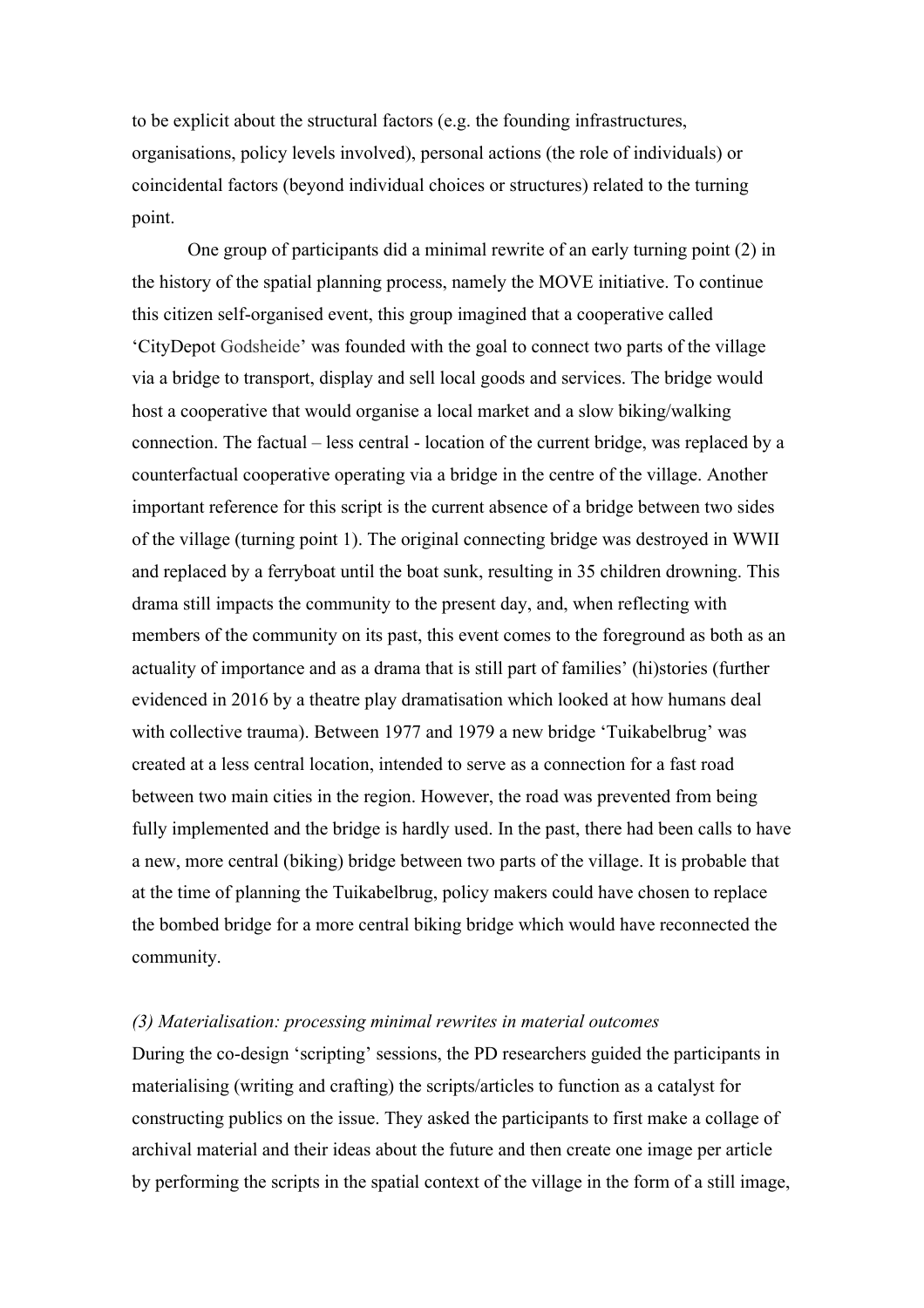to be explicit about the structural factors (e.g. the founding infrastructures, organisations, policy levels involved), personal actions (the role of individuals) or coincidental factors (beyond individual choices or structures) related to the turning point.

One group of participants did a minimal rewrite of an early turning point (2) in the history of the spatial planning process, namely the MOVE initiative. To continue this citizen self-organised event, this group imagined that a cooperative called 'CityDepot Godsheide' was founded with the goal to connect two parts of the village via a bridge to transport, display and sell local goods and services. The bridge would host a cooperative that would organise a local market and a slow biking/walking connection. The factual – less central - location of the current bridge, was replaced by a counterfactual cooperative operating via a bridge in the centre of the village. Another important reference for this script is the current absence of a bridge between two sides of the village (turning point 1). The original connecting bridge was destroyed in WWII and replaced by a ferryboat until the boat sunk, resulting in 35 children drowning. This drama still impacts the community to the present day, and, when reflecting with members of the community on its past, this event comes to the foreground as both as an actuality of importance and as a drama that is still part of families' (hi)stories (further evidenced in 2016 by a theatre play dramatisation which looked at how humans deal with collective trauma). Between 1977 and 1979 a new bridge 'Tuikabelbrug' was created at a less central location, intended to serve as a connection for a fast road between two main cities in the region. However, the road was prevented from being fully implemented and the bridge is hardly used. In the past, there had been calls to have a new, more central (biking) bridge between two parts of the village. It is probable that at the time of planning the Tuikabelbrug, policy makers could have chosen to replace the bombed bridge for a more central biking bridge which would have reconnected the community.

*(3) Materialisation: processing minimal rewrites in material outcomes*

During the co-design 'scripting' sessions, the PD researchers guided the participants in materialising (writing and crafting) the scripts/articles to function as a catalyst for constructing publics on the issue. They asked the participants to first make a collage of archival material and their ideas about the future and then create one image per article by performing the scripts in the spatial context of the village in the form of a still image,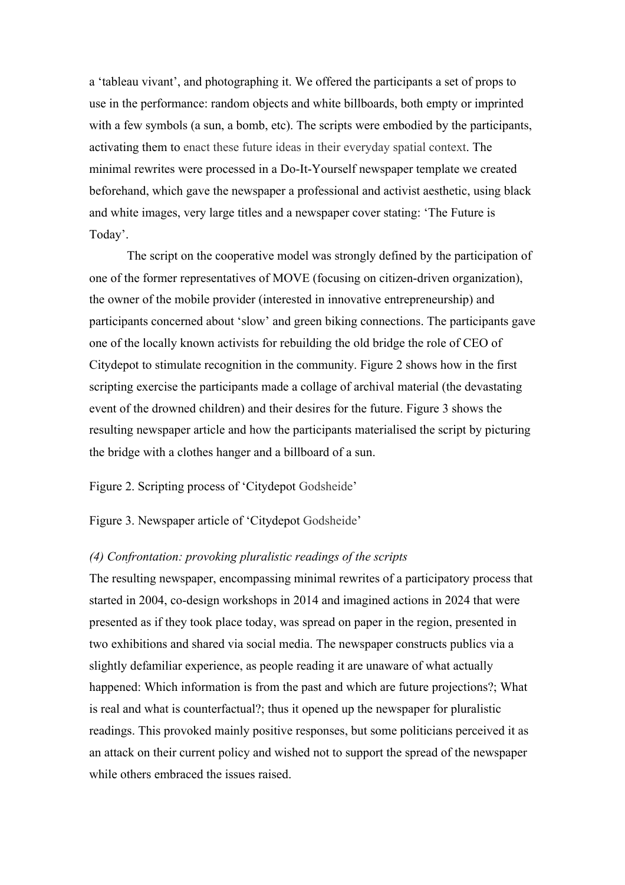a 'tableau vivant', and photographing it. We offered the participants a set of props to use in the performance: random objects and white billboards, both empty or imprinted with a few symbols (a sun, a bomb, etc). The scripts were embodied by the participants, activating them to enact these future ideas in their everyday spatial context. The minimal rewrites were processed in a Do-It-Yourself newspaper template we created beforehand, which gave the newspaper a professional and activist aesthetic, using black and white images, very large titles and a newspaper cover stating: 'The Future is Today'.

The script on the cooperative model was strongly defined by the participation of one of the former representatives of MOVE (focusing on citizen-driven organization), the owner of the mobile provider (interested in innovative entrepreneurship) and participants concerned about 'slow' and green biking connections. The participants gave one of the locally known activists for rebuilding the old bridge the role of CEO of Citydepot to stimulate recognition in the community. Figure 2 shows how in the first scripting exercise the participants made a collage of archival material (the devastating event of the drowned children) and their desires for the future. Figure 3 shows the resulting newspaper article and how the participants materialised the script by picturing the bridge with a clothes hanger and a billboard of a sun.

Figure 2. Scripting process of 'Citydepot Godsheide'

Figure 3. Newspaper article of 'Citydepot Godsheide'

*(4) Confrontation: provoking pluralistic readings of the scripts*

The resulting newspaper, encompassing minimal rewrites of a participatory process that started in 2004, co-design workshops in 2014 and imagined actions in 2024 that were presented as if they took place today, was spread on paper in the region, presented in two exhibitions and shared via social media. The newspaper constructs publics via a slightly defamiliar experience, as people reading it are unaware of what actually happened: Which information is from the past and which are future projections?; What is real and what is counterfactual?; thus it opened up the newspaper for pluralistic readings. This provoked mainly positive responses, but some politicians perceived it as an attack on their current policy and wished not to support the spread of the newspaper while others embraced the issues raised.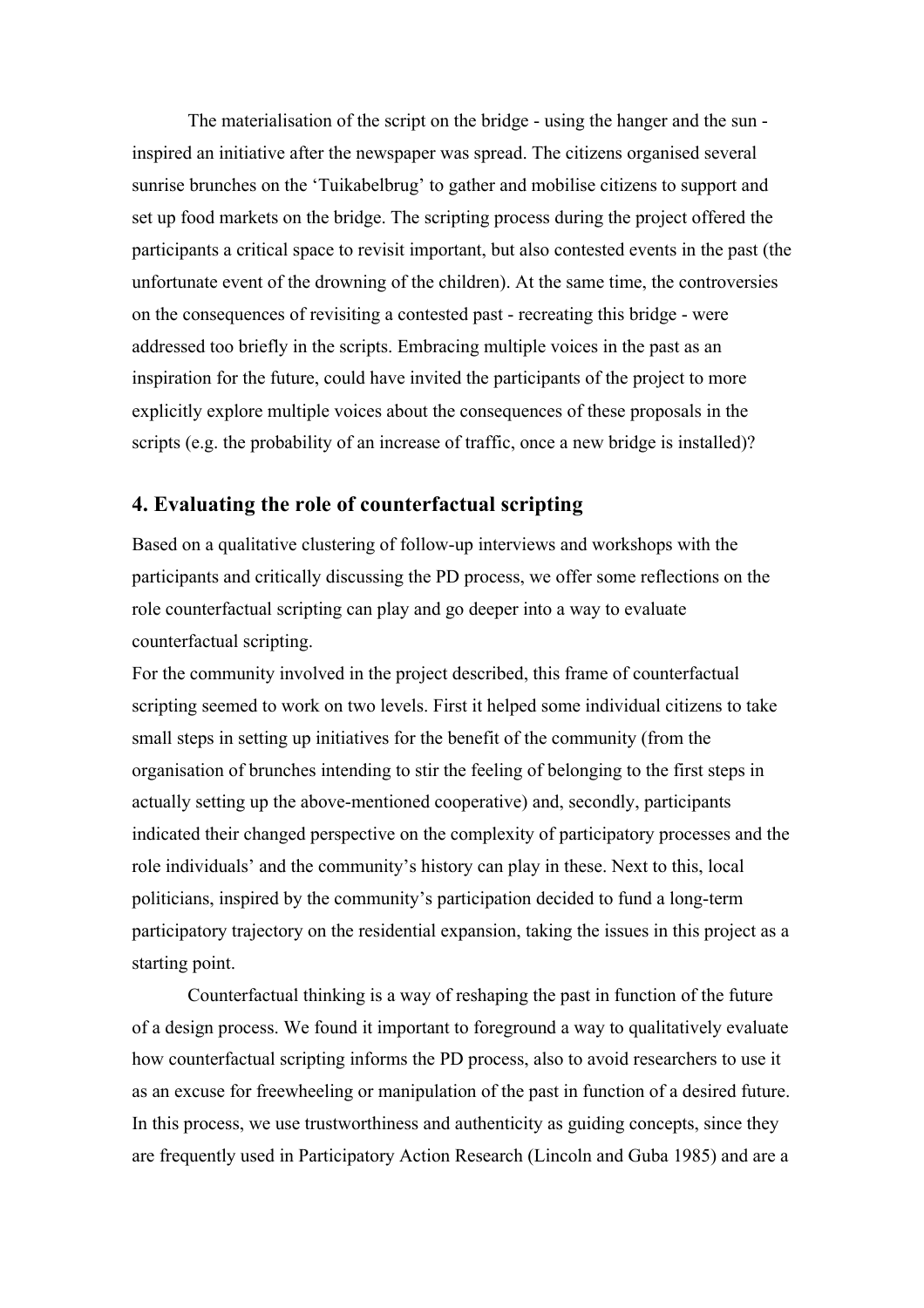The materialisation of the script on the bridge - using the hanger and the sun - inspired an initiative after the newspaper was spread. The citizens organised several sunrise brunches on the 'Tuikabelbrug' to gather and mobilise citizens to support and set up food markets on the bridge. The scripting process during the project offered the participants a critical space to revisit important, but also contested events in the past (the unfortunate event of the drowning of the children). At the same time, the controversies on the consequences of revisiting a contested past - recreating this bridge - were addressed too briefly in the scripts. Embracing multiple voices in the past as an inspiration for the future, could have invited the participants of the project to more explicitly explore multiple voices about the consequences of these proposals in the scripts (e.g. the probability of an increase of traffic, once a new bridge is installed)?

## 4. Evaluating the role of counterfactual scripting

Based on a qualitative clustering of follow-up interviews and workshops with the participants and critically discussing the PD process, we offer some reflections on the role counterfactual scripting can play and go deeper into a way to evaluate counterfactual scripting.

For the community involved in the project described, this frame of counterfactual scripting seemed to work on two levels. First it helped some individual citizens to take small steps in setting up initiatives for the benefit of the community (from the organisation of brunches intending to stir the feeling of belonging to the first steps in actually setting up the above-mentioned cooperative) and, secondly, participants indicated their changed perspective on the complexity of participatory processes and the role individuals' and the community's history can play in these. Next to this, local politicians, inspired by the community's participation decided to fund a long-term participatory trajectory on the residential expansion, taking the issues in this project as a starting point.

Counterfactual thinking is a way of reshaping the past in function of the future of a design process. We found it important to foreground a way to qualitatively evaluate how counterfactual scripting informs the PD process, also to avoid researchers to use it as an excuse for freewheeling or manipulation of the past in function of a desired future. In this process, we use trustworthiness and authenticity as guiding concepts, since they are frequently used in Participatory Action Research (Lincoln and Guba 1985) and are a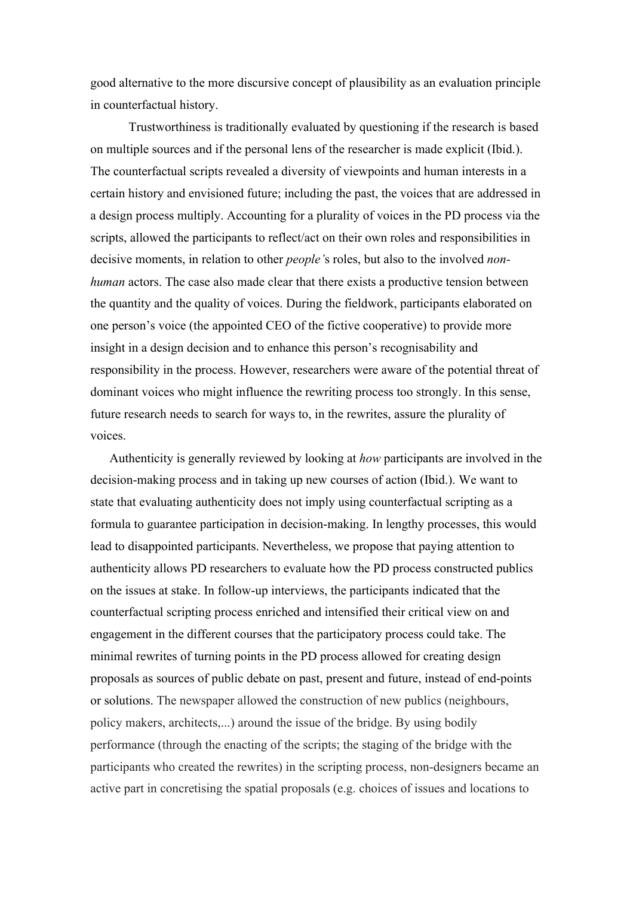good alternative to the more discursive concept of plausibility as an evaluation principle in counterfactual history.

Trustworthiness is traditionally evaluated by questioning if the research is based on multiple sources and if the personal lens of the researcher is made explicit (Ibid.). The counterfactual scripts revealed a diversity of viewpoints and human interests in a certain history and envisioned future; including the past, the voices that are addressed in a design process multiply. Accounting for a plurality of voices in the PD process via the scripts, allowed the participants to reflect/act on their own roles and responsibilities in decisive moments, in relation to other *people'*s roles, but also to the involved *non-human* actors. The case also made clear that there exists a productive tension between the quantity and the quality of voices. During the fieldwork, participants elaborated on one person's voice (the appointed CEO of the fictive cooperative) to provide more insight in a design decision and to enhance this person's recognisability and responsibility in the process. However, researchers were aware of the potential threat of dominant voices who might influence the rewriting process too strongly. In this sense, future research needs to search for ways to, in the rewrites, assure the plurality of voices.

Authenticity is generally reviewed by looking at *how* participants are involved in the decision-making process and in taking up new courses of action (Ibid.). We want to state that evaluating authenticity does not imply using counterfactual scripting as a formula to guarantee participation in decision-making. In lengthy processes, this would lead to disappointed participants. Nevertheless, we propose that paying attention to authenticity allows PD researchers to evaluate how the PD process constructed publics on the issues at stake. In follow-up interviews, the participants indicated that the counterfactual scripting process enriched and intensified their critical view on and engagement in the different courses that the participatory process could take. The minimal rewrites of turning points in the PD process allowed for creating design proposals as sources of public debate on past, present and future, instead of end-points or solutions. The newspaper allowed the construction of new publics (neighbours, policy makers, architects,...) around the issue of the bridge. By using bodily performance (through the enacting of the scripts; the staging of the bridge with the participants who created the rewrites) in the scripting process, non-designers became an active part in concretising the spatial proposals (e.g. choices of issues and locations to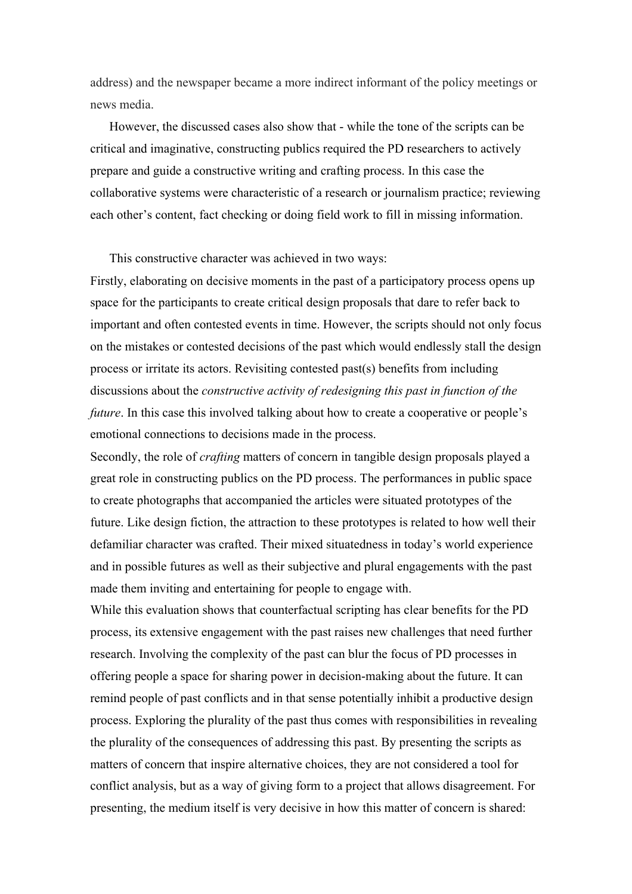address) and the newspaper became a more indirect informant of the policy meetings or news media.

However, the discussed cases also show that - while the tone of the scripts can be critical and imaginative, constructing publics required the PD researchers to actively prepare and guide a constructive writing and crafting process. In this case the collaborative systems were characteristic of a research or journalism practice; reviewing each other's content, fact checking or doing field work to fill in missing information.

This constructive character was achieved in two ways:

Firstly, elaborating on decisive moments in the past of a participatory process opens up space for the participants to create critical design proposals that dare to refer back to important and often contested events in time. However, the scripts should not only focus on the mistakes or contested decisions of the past which would endlessly stall the design process or irritate its actors. Revisiting contested past(s) benefits from including discussions about the *constructive activity of redesigning this past in function of the future*. In this case this involved talking about how to create a cooperative or people's emotional connections to decisions made in the process.

Secondly, the role of *crafting* matters of concern in tangible design proposals played a great role in constructing publics on the PD process. The performances in public space to create photographs that accompanied the articles were situated prototypes of the future. Like design fiction, the attraction to these prototypes is related to how well their defamiliar character was crafted. Their mixed situatedness in today's world experience and in possible futures as well as their subjective and plural engagements with the past made them inviting and entertaining for people to engage with.

While this evaluation shows that counterfactual scripting has clear benefits for the PD process, its extensive engagement with the past raises new challenges that need further research. Involving the complexity of the past can blur the focus of PD processes in offering people a space for sharing power in decision-making about the future. It can remind people of past conflicts and in that sense potentially inhibit a productive design process. Exploring the plurality of the past thus comes with responsibilities in revealing the plurality of the consequences of addressing this past. By presenting the scripts as matters of concern that inspire alternative choices, they are not considered a tool for conflict analysis, but as a way of giving form to a project that allows disagreement. For presenting, the medium itself is very decisive in how this matter of concern is shared: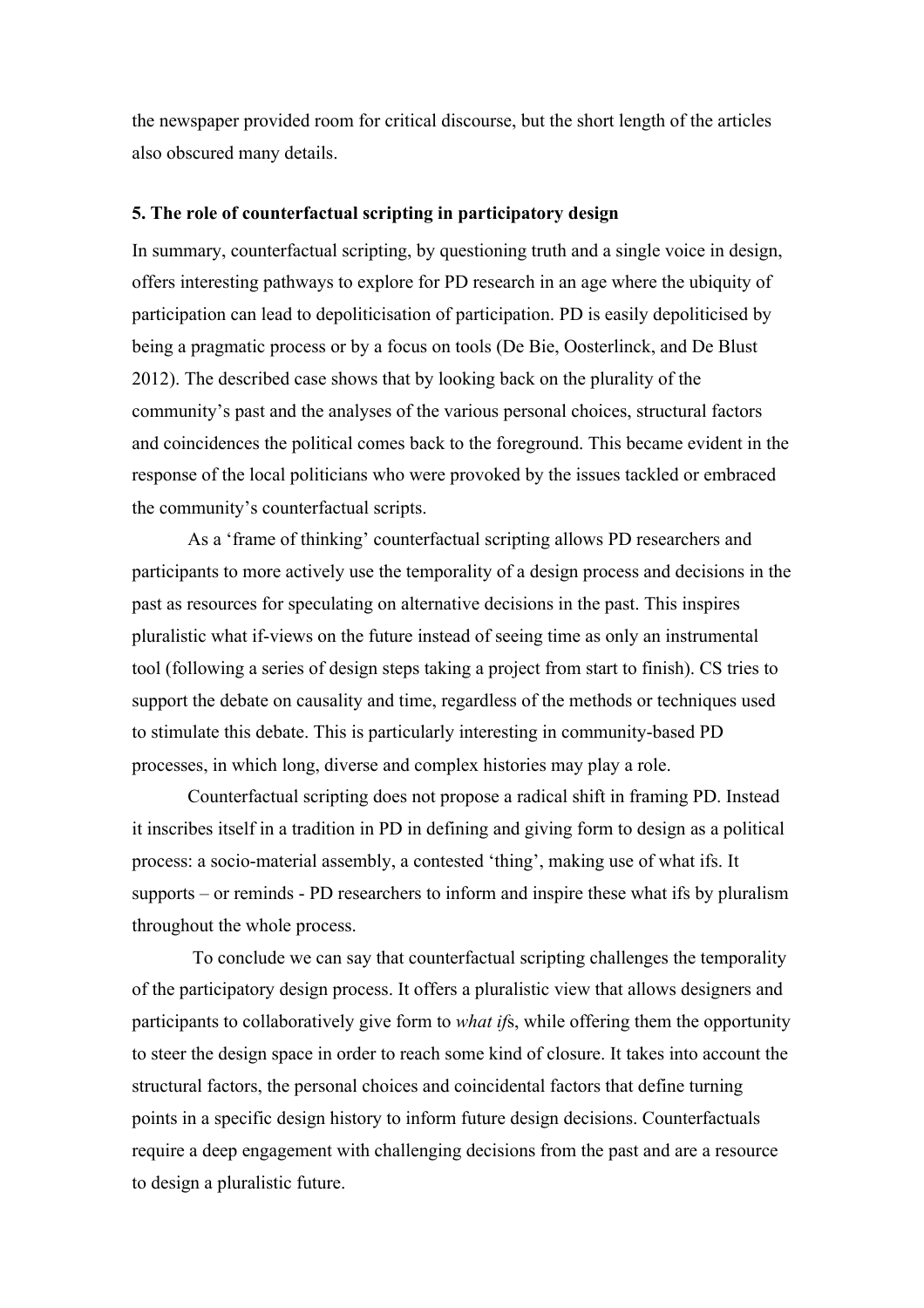the newspaper provided room for critical discourse, but the short length of the articles also obscured many details.

**5. The role of counterfactual scripting in participatory design**

In summary, counterfactual scripting, by questioning truth and a single voice in design, offers interesting pathways to explore for PD research in an age where the ubiquity of participation can lead to depoliticisation of participation. PD is easily depoliticised by being a pragmatic process or by a focus on tools (De Bie, Oosterlinck, and De Blust 2012). The described case shows that by looking back on the plurality of the community's past and the analyses of the various personal choices, structural factors and coincidences the political comes back to the foreground. This became evident in the response of the local politicians who were provoked by the issues tackled or embraced the community's counterfactual scripts.

As a 'frame of thinking' counterfactual scripting allows PD researchers and participants to more actively use the temporality of a design process and decisions in the past as resources for speculating on alternative decisions in the past. This inspires pluralistic what if-views on the future instead of seeing time as only an instrumental tool (following a series of design steps taking a project from start to finish). CS tries to support the debate on causality and time, regardless of the methods or techniques used to stimulate this debate. This is particularly interesting in community-based PD processes, in which long, diverse and complex histories may play a role.

Counterfactual scripting does not propose a radical shift in framing PD. Instead it inscribes itself in a tradition in PD in defining and giving form to design as a political process: a socio-material assembly, a contested 'thing', making use of what ifs. It supports – or reminds - PD researchers to inform and inspire these what ifs by pluralism throughout the whole process.

To conclude we can say that counterfactual scripting challenges the temporality of the participatory design process. It offers a pluralistic view that allows designers and participants to collaboratively give form to *what if*s, while offering them the opportunity to steer the design space in order to reach some kind of closure. It takes into account the structural factors, the personal choices and coincidental factors that define turning points in a specific design history to inform future design decisions. Counterfactuals require a deep engagement with challenging decisions from the past and are a resource to design a pluralistic future.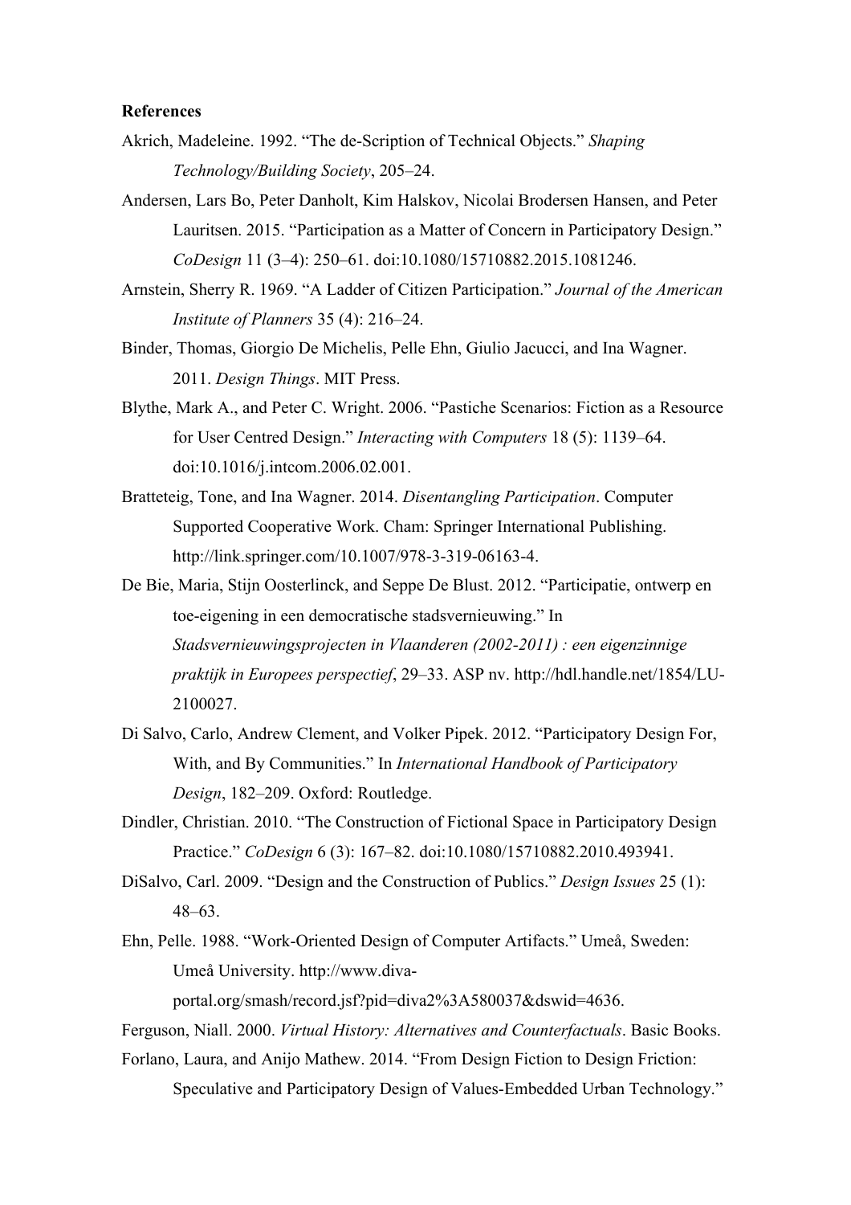**References**

Akrich, Madeleine. 1992. “The de-Scription of Technical Objects.” *Shaping Technology/Building Society*, 205–24.

Andersen, Lars Bo, Peter Danholt, Kim Halskov, Nicolai Brodersen Hansen, and Peter Lauritsen. 2015. “Participation as a Matter of Concern in Participatory Design.” *CoDesign* 11 (3–4): 250–61. doi:10.1080/15710882.2015.1081246.

Arnstein, Sherry R. 1969. “A Ladder of Citizen Participation.” *Journal of the American Institute of Planners* 35 (4): 216–24.

Binder, Thomas, Giorgio De Michelis, Pelle Ehn, Giulio Jacucci, and Ina Wagner. 2011. *Design Things*. MIT Press.

Blythe, Mark A., and Peter C. Wright. 2006. “Pastiche Scenarios: Fiction as a Resource for User Centred Design.” *Interacting with Computers* 18 (5): 1139–64. doi:10.1016/j.intcom.2006.02.001.

Bratteteig, Tone, and Ina Wagner. 2014. *Disentangling Participation*. Computer Supported Cooperative Work. Cham: Springer International Publishing. http://link.springer.com/10.1007/978-3-319-06163-4.

De Bie, Maria, Stijn Oosterlinck, and Seppe De Blust. 2012. “Participatie, ontwerp en toe-eigening in een democratische stadsvernieuwing.” In *Stadsvernieuwingsprojecten in Vlaanderen (2002-2011) : een eigenzinnige praktijk in Europees perspectief*, 29–33. ASP nv. http://hdl.handle.net/1854/LU-2100027.

Di Salvo, Carlo, Andrew Clement, and Volker Pipek. 2012. “Participatory Design For, With, and By Communities.” In *International Handbook of Participatory Design*, 182–209. Oxford: Routledge.

Dindler, Christian. 2010. “The Construction of Fictional Space in Participatory Design Practice.” *CoDesign* 6 (3): 167–82. doi:10.1080/15710882.2010.493941.

DiSalvo, Carl. 2009. “Design and the Construction of Publics.” *Design Issues* 25 (1): 48–63.

Ehn, Pelle. 1988. “Work-Oriented Design of Computer Artifacts.” Umeå, Sweden: Umeå University. http://www.diva-portal.org/smash/record.jsf?pid=diva2%3A580037&dswid=4636.

Ferguson, Niall. 2000. *Virtual History: Alternatives and Counterfactuals*. Basic Books.

Forlano, Laura, and Anijo Mathew. 2014. “From Design Fiction to Design Friction: Speculative and Participatory Design of Values-Embedded Urban Technology.”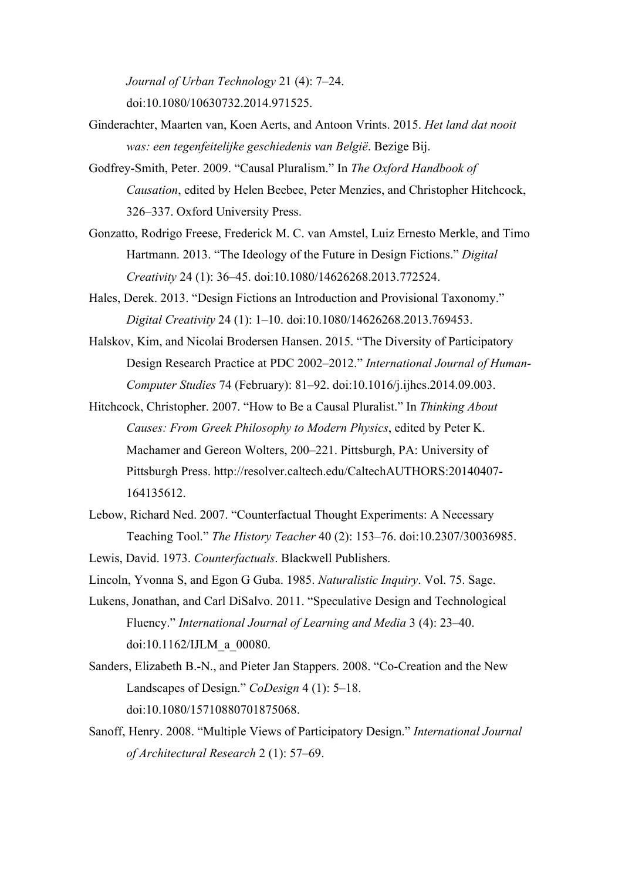*Journal of Urban Technology* 21 (4): 7–24. doi:10.1080/10630732.2014.971525.

Ginderachter, Maarten van, Koen Aerts, and Antoon Vrints. 2015. *Het land dat nooit was: een tegenfeitelijke geschiedenis van België*. Bezige Bij.

Godfrey-Smith, Peter. 2009. "Causal Pluralism." In *The Oxford Handbook of Causation*, edited by Helen Beebee, Peter Menzies, and Christopher Hitchcock, 326–337. Oxford University Press.

Gonzatto, Rodrigo Freese, Frederick M. C. van Amstel, Luiz Ernesto Merkle, and Timo Hartmann. 2013. "The Ideology of the Future in Design Fictions." *Digital Creativity* 24 (1): 36–45. doi:10.1080/14626268.2013.772524.

Hales, Derek. 2013. "Design Fictions an Introduction and Provisional Taxonomy." *Digital Creativity* 24 (1): 1–10. doi:10.1080/14626268.2013.769453.

Halskov, Kim, and Nicolai Brodersen Hansen. 2015. "The Diversity of Participatory Design Research Practice at PDC 2002–2012." *International Journal of Human-Computer Studies* 74 (February): 81–92. doi:10.1016/j.ijhcs.2014.09.003.

Hitchcock, Christopher. 2007. "How to Be a Causal Pluralist." In *Thinking About Causes: From Greek Philosophy to Modern Physics*, edited by Peter K. Machamer and Gereon Wolters, 200–221. Pittsburgh, PA: University of Pittsburgh Press. http://resolver.caltech.edu/CaltechAUTHORS:20140407-164135612.

Lebow, Richard Ned. 2007. "Counterfactual Thought Experiments: A Necessary Teaching Tool." *The History Teacher* 40 (2): 153–76. doi:10.2307/30036985.

Lewis, David. 1973. *Counterfactuals*. Blackwell Publishers.

Lincoln, Yvonna S, and Egon G Guba. 1985. *Naturalistic Inquiry*. Vol. 75. Sage.

Lukens, Jonathan, and Carl DiSalvo. 2011. "Speculative Design and Technological Fluency." *International Journal of Learning and Media* 3 (4): 23–40. doi:10.1162/IJLM_a_00080.

Sanders, Elizabeth B.-N., and Pieter Jan Stappers. 2008. "Co-Creation and the New Landscapes of Design." *CoDesign* 4 (1): 5–18. doi:10.1080/15710880701875068.

Sanoff, Henry. 2008. "Multiple Views of Participatory Design." *International Journal of Architectural Research* 2 (1): 57–69.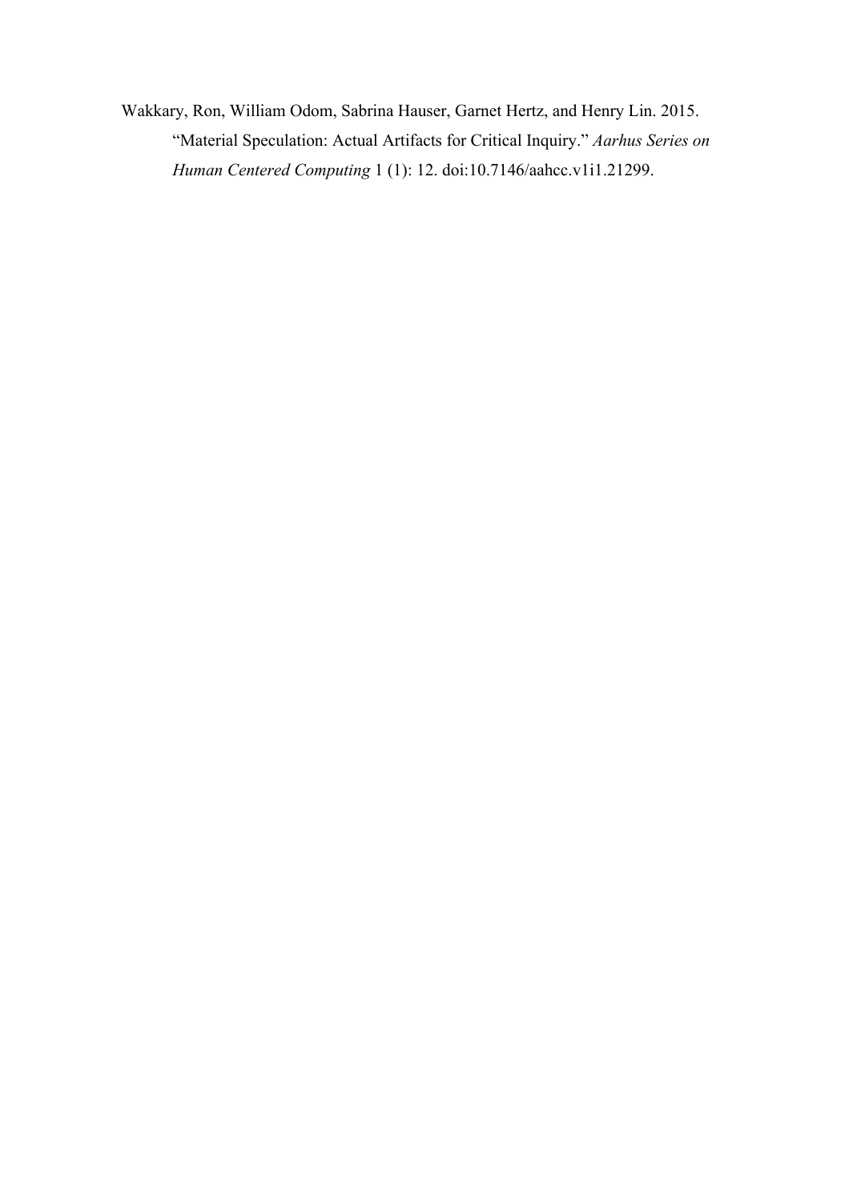Wakkary, Ron, William Odom, Sabrina Hauser, Garnet Hertz, and Henry Lin. 2015. “Material Speculation: Actual Artifacts for Critical Inquiry.” *Aarhus Series on Human Centered Computing* 1 (1): 12. doi:10.7146/aahcc.v1i1.21299.